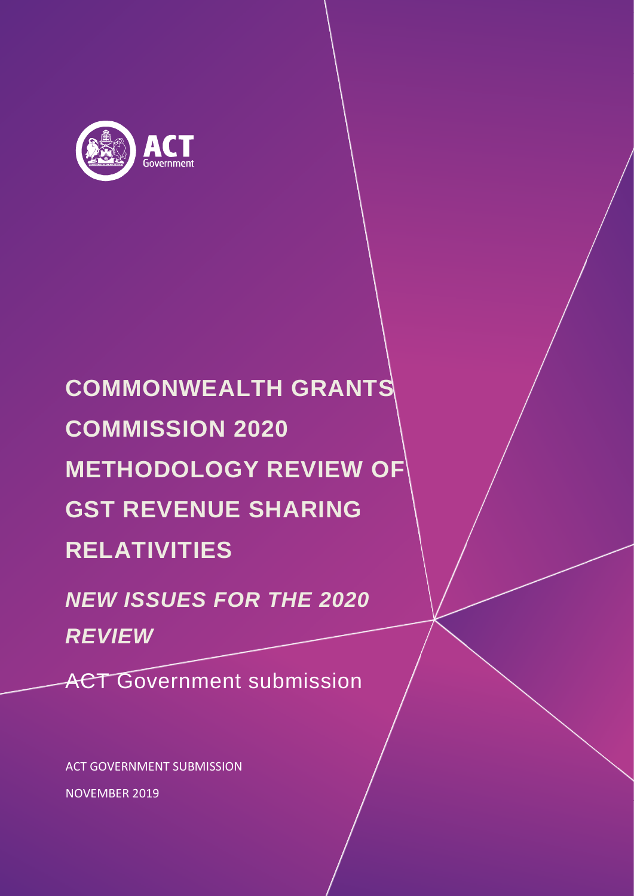ACT Government

# COMMONWEALTH GRANTS COMMISSION 2020 METHODOLOGY REVIEW OF GST REVENUE SHARING RELATIVITIES

## *NEW ISSUES FOR THE 2020 REVIEW*

ACT Government submission

ACT GOVERNMENT SUBMISSION

NOVEMBER 2019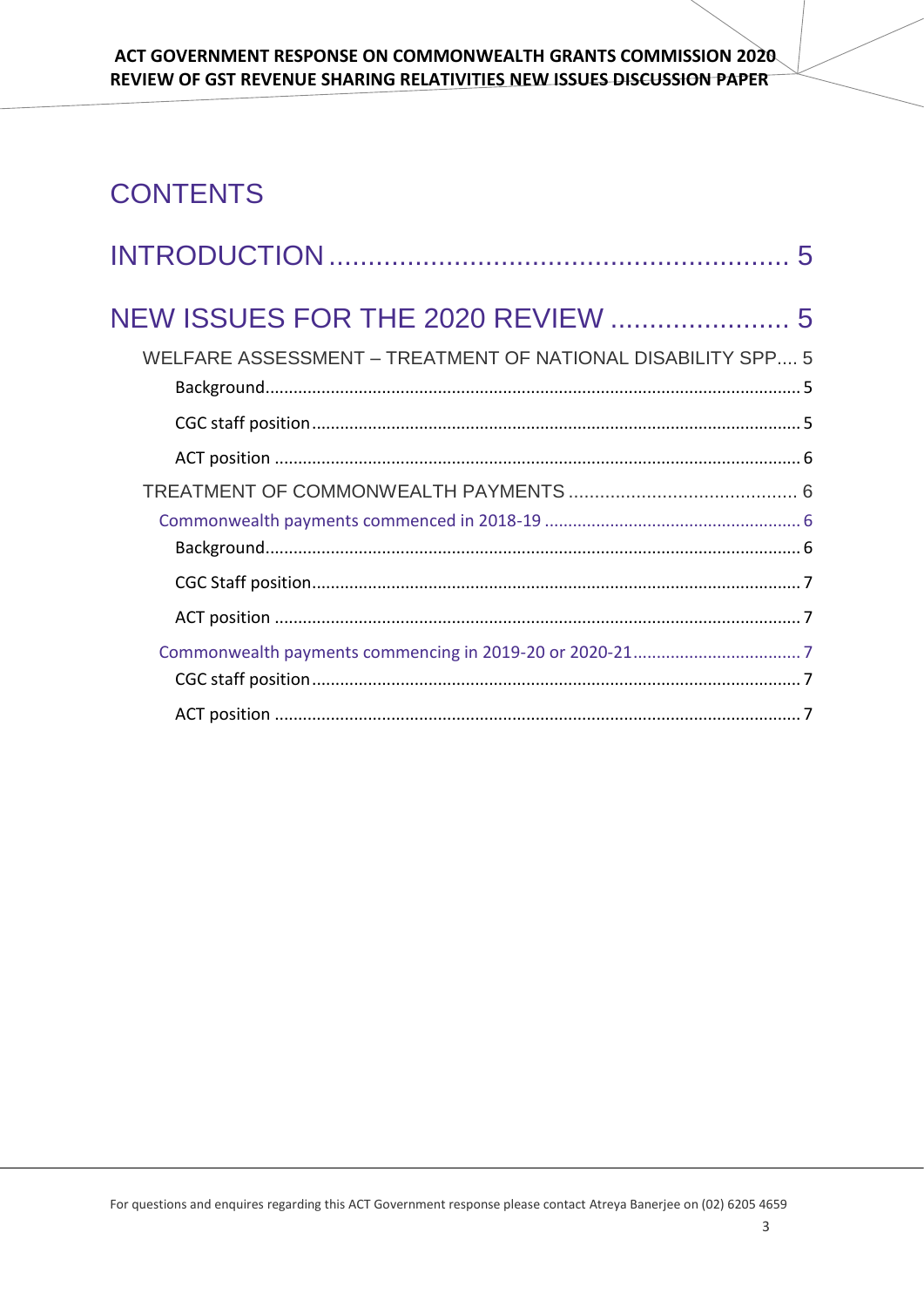# CONTENTS

INTRODUCTION .......................................................... 5

NEW ISSUES FOR THE 2020 REVIEW ....................... 5

- WELFARE ASSESSMENT – TREATMENT OF NATIONAL DISABILITY SPP.... 5
  - Background..................................................................................................................5
  - CGC staff position........................................................................................................5
  - ACT position ................................................................................................................6
- TREATMENT OF COMMONWEALTH PAYMENTS ............................................ 6
  - Commonwealth payments commenced in 2018-19 ....................................................... 6
    - Background..................................................................................................................6
    - CGC Staff position........................................................................................................7
    - ACT position ................................................................................................................7
  - Commonwealth payments commencing in 2019-20 or 2020-21.................................... 7
    - CGC staff position........................................................................................................7
    - ACT position ................................................................................................................7

For questions and enquires regarding this ACT Government response please contact Atreya Banerjee on (02) 6205 4659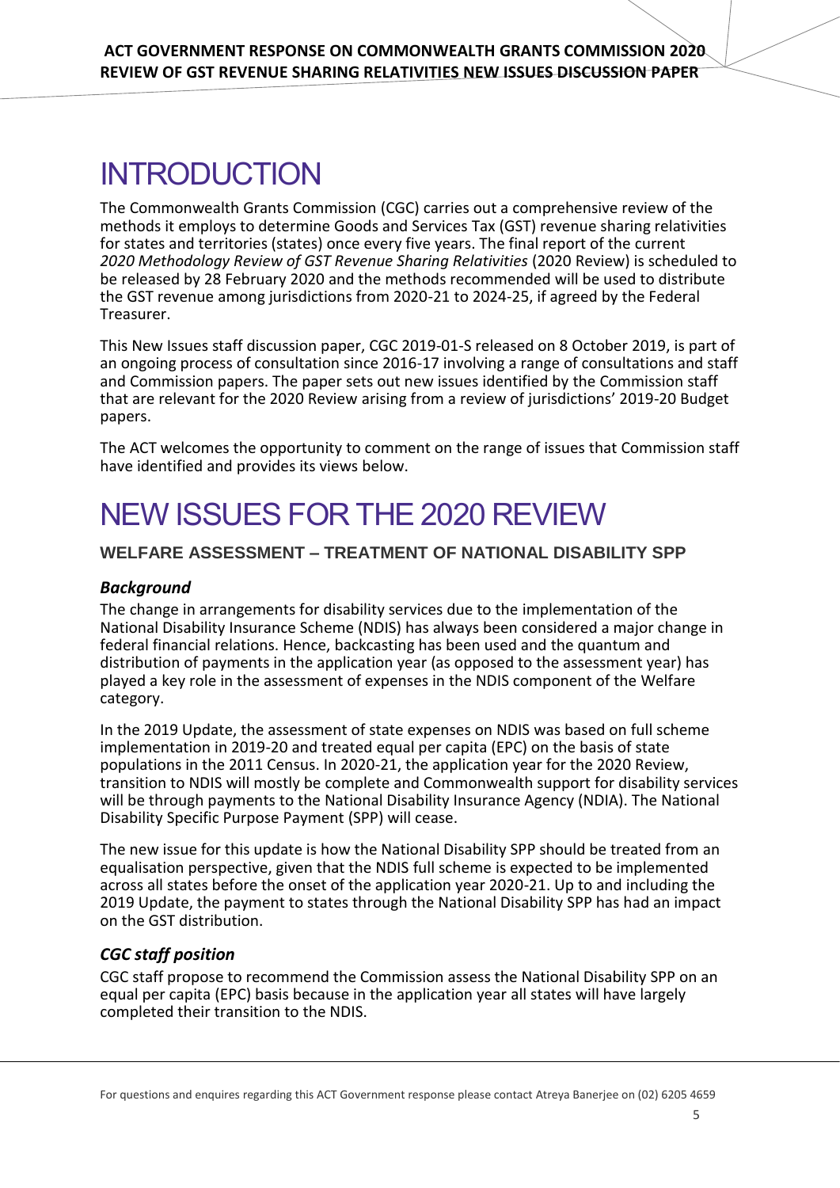# INTRODUCTION

The Commonwealth Grants Commission (CGC) carries out a comprehensive review of the methods it employs to determine Goods and Services Tax (GST) revenue sharing relativities for states and territories (states) once every five years. The final report of the current *2020 Methodology Review of GST Revenue Sharing Relativities* (2020 Review) is scheduled to be released by 28 February 2020 and the methods recommended will be used to distribute the GST revenue among jurisdictions from 2020-21 to 2024-25, if agreed by the Federal Treasurer.

This New Issues staff discussion paper, CGC 2019-01-S released on 8 October 2019, is part of an ongoing process of consultation since 2016-17 involving a range of consultations and staff and Commission papers. The paper sets out new issues identified by the Commission staff that are relevant for the 2020 Review arising from a review of jurisdictions' 2019-20 Budget papers.

The ACT welcomes the opportunity to comment on the range of issues that Commission staff have identified and provides its views below.

# NEW ISSUES FOR THE 2020 REVIEW

## WELFARE ASSESSMENT – TREATMENT OF NATIONAL DISABILITY SPP

### *Background*

The change in arrangements for disability services due to the implementation of the National Disability Insurance Scheme (NDIS) has always been considered a major change in federal financial relations. Hence, backcasting has been used and the quantum and distribution of payments in the application year (as opposed to the assessment year) has played a key role in the assessment of expenses in the NDIS component of the Welfare category.

In the 2019 Update, the assessment of state expenses on NDIS was based on full scheme implementation in 2019-20 and treated equal per capita (EPC) on the basis of state populations in the 2011 Census. In 2020-21, the application year for the 2020 Review, transition to NDIS will mostly be complete and Commonwealth support for disability services will be through payments to the National Disability Insurance Agency (NDIA). The National Disability Specific Purpose Payment (SPP) will cease.

The new issue for this update is how the National Disability SPP should be treated from an equalisation perspective, given that the NDIS full scheme is expected to be implemented across all states before the onset of the application year 2020-21. Up to and including the 2019 Update, the payment to states through the National Disability SPP has had an impact on the GST distribution.

### *CGC staff position*

CGC staff propose to recommend the Commission assess the National Disability SPP on an equal per capita (EPC) basis because in the application year all states will have largely completed their transition to the NDIS.

For questions and enquires regarding this ACT Government response please contact Atreya Banerjee on (02) 6205 4659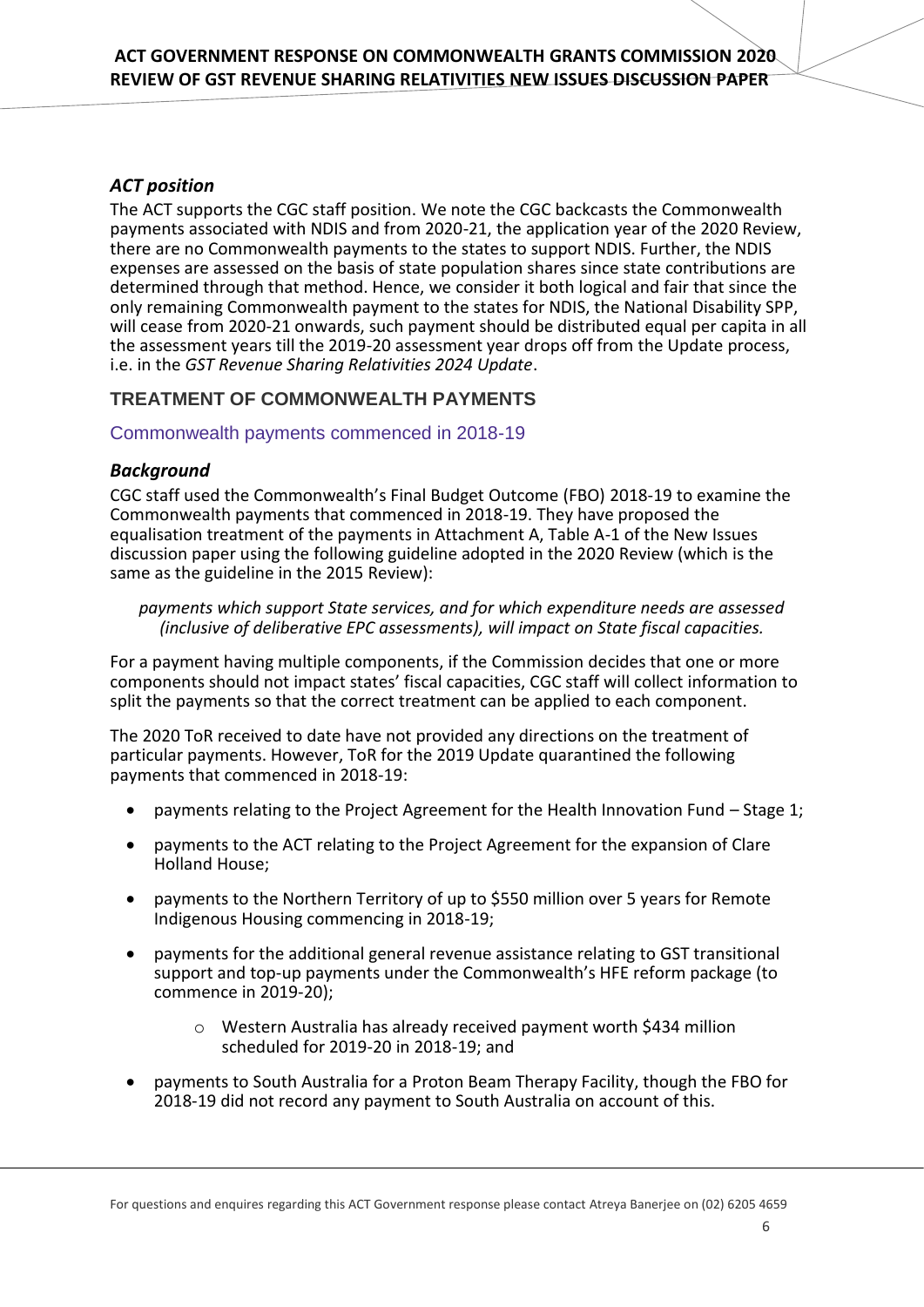### *ACT position*

The ACT supports the CGC staff position. We note the CGC backcasts the Commonwealth payments associated with NDIS and from 2020-21, the application year of the 2020 Review, there are no Commonwealth payments to the states to support NDIS. Further, the NDIS expenses are assessed on the basis of state population shares since state contributions are determined through that method. Hence, we consider it both logical and fair that since the only remaining Commonwealth payment to the states for NDIS, the National Disability SPP, will cease from 2020-21 onwards, such payment should be distributed equal per capita in all the assessment years till the 2019-20 assessment year drops off from the Update process, i.e. in the *GST Revenue Sharing Relativities 2024 Update*.

## TREATMENT OF COMMONWEALTH PAYMENTS

### Commonwealth payments commenced in 2018-19

### *Background*

CGC staff used the Commonwealth's Final Budget Outcome (FBO) 2018-19 to examine the Commonwealth payments that commenced in 2018-19. They have proposed the equalisation treatment of the payments in Attachment A, Table A-1 of the New Issues discussion paper using the following guideline adopted in the 2020 Review (which is the same as the guideline in the 2015 Review):

> *payments which support State services, and for which expenditure needs are assessed (inclusive of deliberative EPC assessments), will impact on State fiscal capacities.*

For a payment having multiple components, if the Commission decides that one or more components should not impact states' fiscal capacities, CGC staff will collect information to split the payments so that the correct treatment can be applied to each component.

The 2020 ToR received to date have not provided any directions on the treatment of particular payments. However, ToR for the 2019 Update quarantined the following payments that commenced in 2018-19:

- payments relating to the Project Agreement for the Health Innovation Fund – Stage 1;
- payments to the ACT relating to the Project Agreement for the expansion of Clare Holland House;
- payments to the Northern Territory of up to $550 million over 5 years for Remote Indigenous Housing commencing in 2018-19;
- payments for the additional general revenue assistance relating to GST transitional support and top-up payments under the Commonwealth's HFE reform package (to commence in 2019-20);
    - Western Australia has already received payment worth $434 million scheduled for 2019-20 in 2018-19; and
- payments to South Australia for a Proton Beam Therapy Facility, though the FBO for 2018-19 did not record any payment to South Australia on account of this.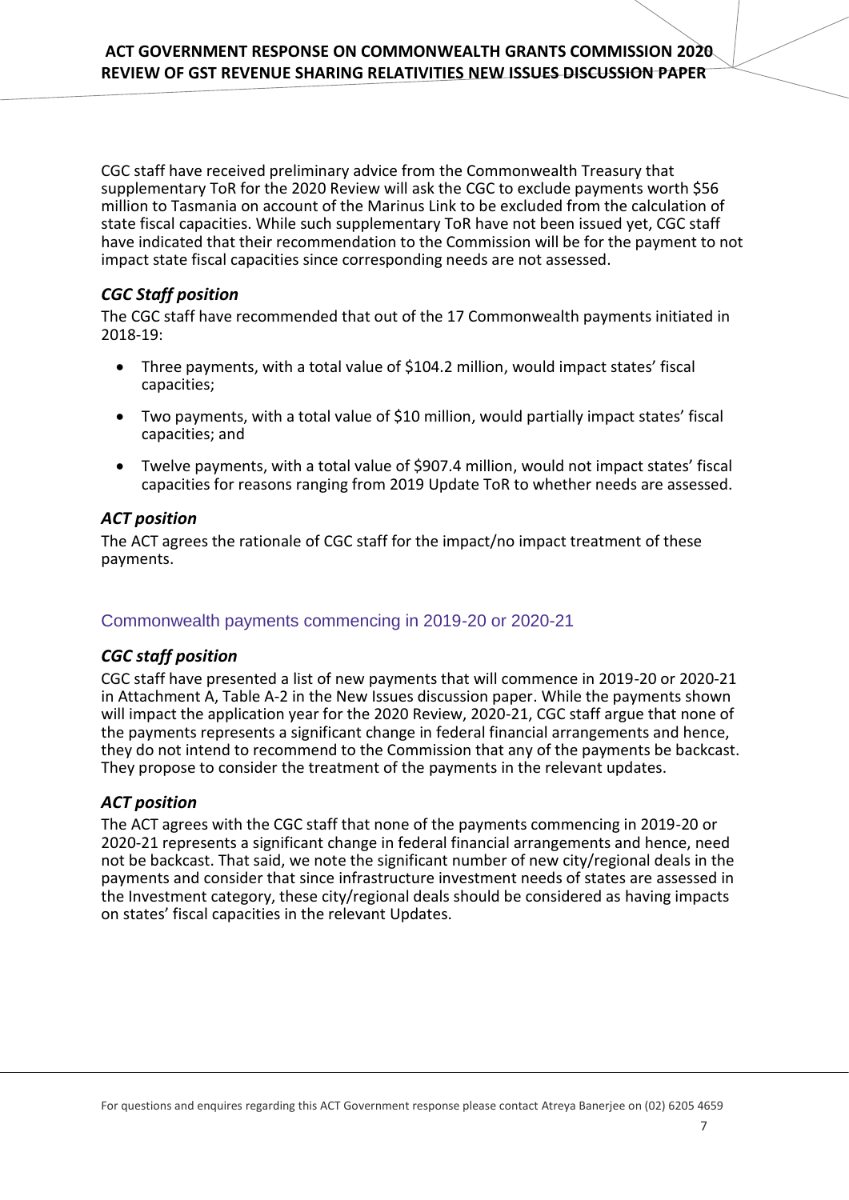CGC staff have received preliminary advice from the Commonwealth Treasury that supplementary ToR for the 2020 Review will ask the CGC to exclude payments worth $56 million to Tasmania on account of the Marinus Link to be excluded from the calculation of state fiscal capacities. While such supplementary ToR have not been issued yet, CGC staff have indicated that their recommendation to the Commission will be for the payment to not impact state fiscal capacities since corresponding needs are not assessed.

### *CGC Staff position*

The CGC staff have recommended that out of the 17 Commonwealth payments initiated in 2018-19:

- Three payments, with a total value of $104.2 million, would impact states' fiscal capacities;
- Two payments, with a total value of $10 million, would partially impact states' fiscal capacities; and
- Twelve payments, with a total value of $907.4 million, would not impact states' fiscal capacities for reasons ranging from 2019 Update ToR to whether needs are assessed.

### *ACT position*

The ACT agrees the rationale of CGC staff for the impact/no impact treatment of these payments.

## Commonwealth payments commencing in 2019-20 or 2020-21

### *CGC staff position*

CGC staff have presented a list of new payments that will commence in 2019-20 or 2020-21 in Attachment A, Table A-2 in the New Issues discussion paper. While the payments shown will impact the application year for the 2020 Review, 2020-21, CGC staff argue that none of the payments represents a significant change in federal financial arrangements and hence, they do not intend to recommend to the Commission that any of the payments be backcast. They propose to consider the treatment of the payments in the relevant updates.

### *ACT position*

The ACT agrees with the CGC staff that none of the payments commencing in 2019-20 or 2020-21 represents a significant change in federal financial arrangements and hence, need not be backcast. That said, we note the significant number of new city/regional deals in the payments and consider that since infrastructure investment needs of states are assessed in the Investment category, these city/regional deals should be considered as having impacts on states' fiscal capacities in the relevant Updates.

For questions and enquires regarding this ACT Government response please contact Atreya Banerjee on (02) 6205 4659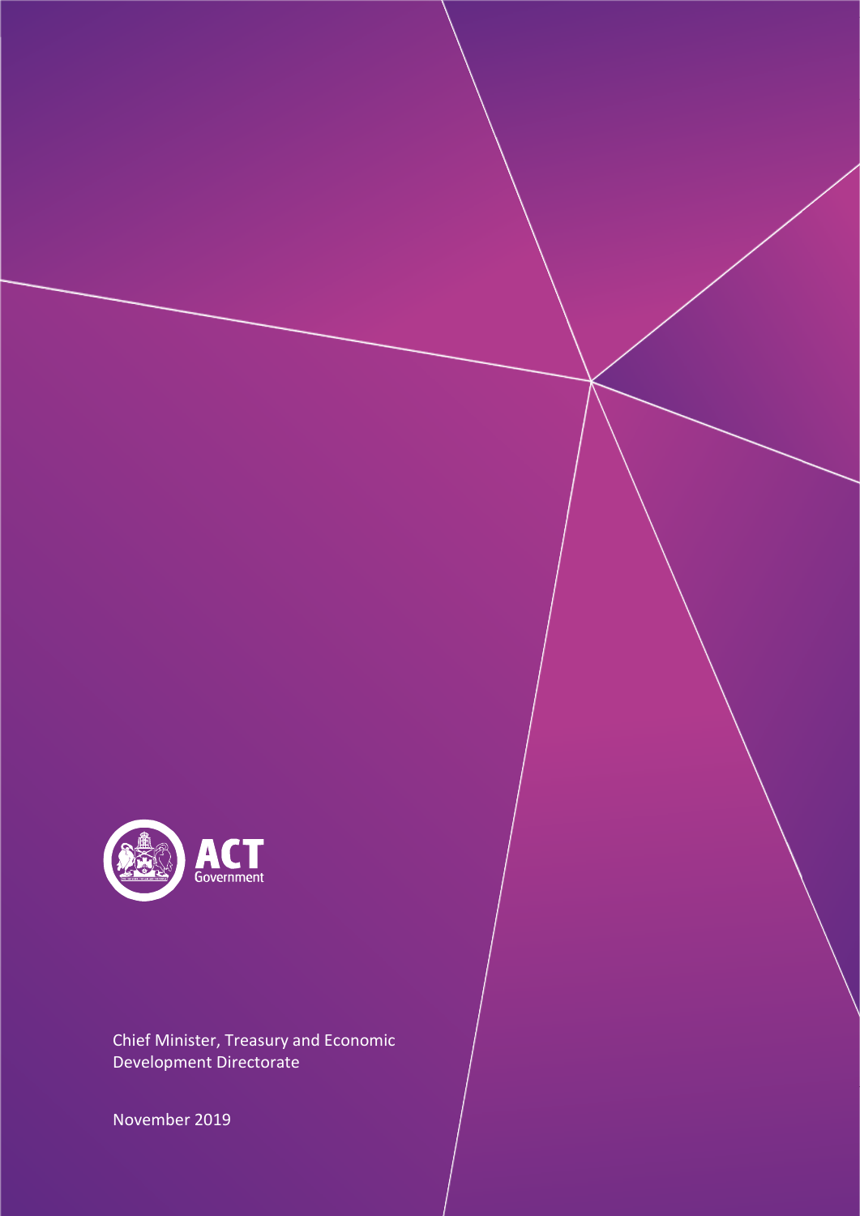ACT Government

Chief Minister, Treasury and Economic Development Directorate

November 2019